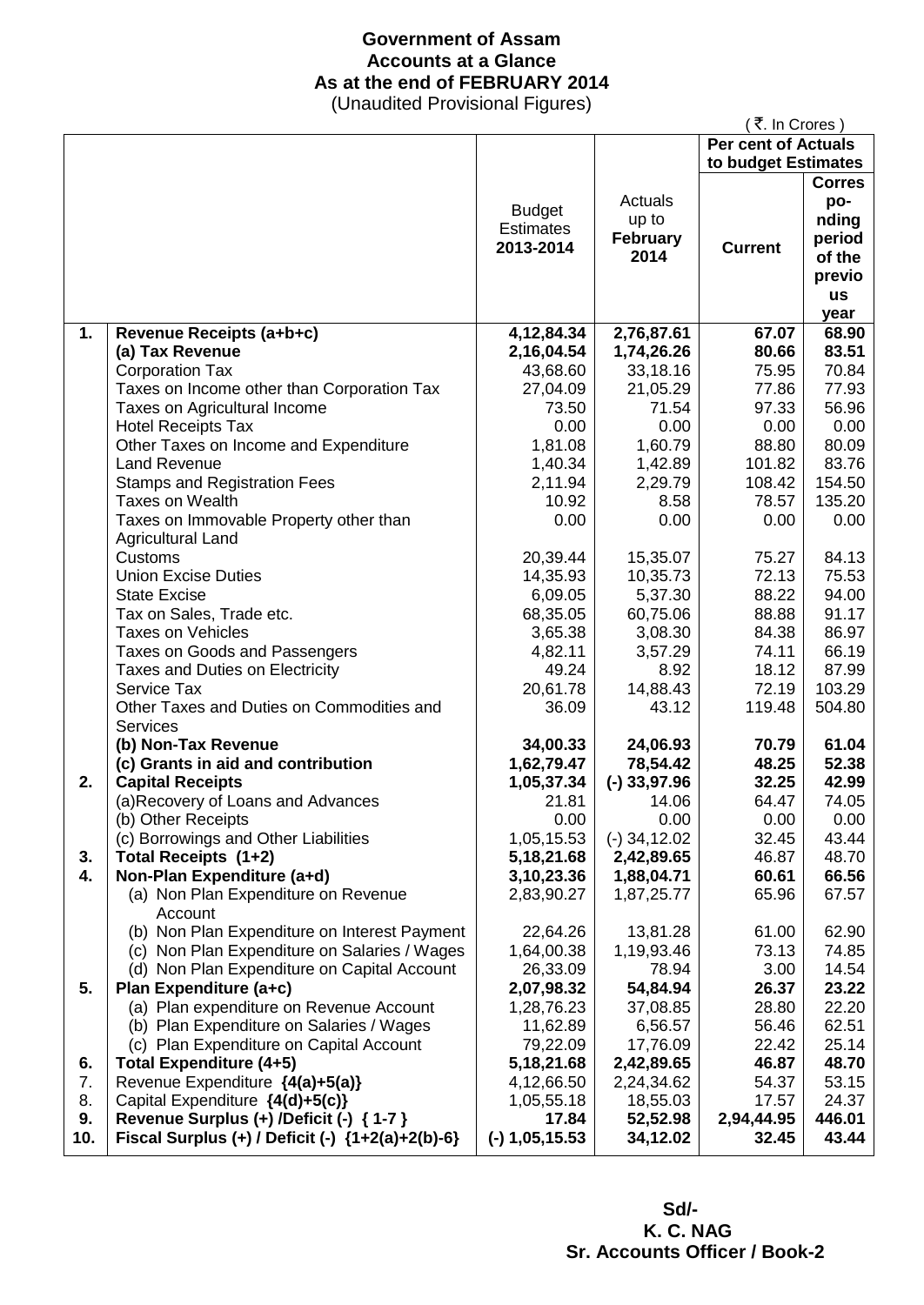# Government of Assam
## Accounts at a Glance
## As at the end of FEBRUARY 2014
(Unaudited Provisional Figures)

( ₹. In Crores )

| | | Budget Estimates 2013-2014 | Actuals up to February 2014 | Per cent of Actuals to budget Estimates | |
|---|---|---|---|---|---|
| | | | | Current | Corresponding period of the previous year |
| **1.** | **Revenue Receipts (a+b+c)** | **4,12,84.34** | **2,76,87.61** | **67.07** | **68.90** |
| | **(a) Tax Revenue** | **2,16,04.54** | **1,74,26.26** | **80.66** | **83.51** |
| | Corporation Tax | 43,68.60 | 33,18.16 | 75.95 | 70.84 |
| | Taxes on Income other than Corporation Tax | 27,04.09 | 21,05.29 | 77.86 | 77.93 |
| | Taxes on Agricultural Income | 73.50 | 71.54 | 97.33 | 56.96 |
| | Hotel Receipts Tax | 0.00 | 0.00 | 0.00 | 0.00 |
| | Other Taxes on Income and Expenditure | 1,81.08 | 1,60.79 | 88.80 | 80.09 |
| | Land Revenue | 1,40.34 | 1,42.89 | 101.82 | 83.76 |
| | Stamps and Registration Fees | 2,11.94 | 2,29.79 | 108.42 | 154.50 |
| | Taxes on Wealth | 10.92 | 8.58 | 78.57 | 135.20 |
| | Taxes on Immovable Property other than Agricultural Land | 0.00 | 0.00 | 0.00 | 0.00 |
| | Customs | 20,39.44 | 15,35.07 | 75.27 | 84.13 |
| | Union Excise Duties | 14,35.93 | 10,35.73 | 72.13 | 75.53 |
| | State Excise | 6,09.05 | 5,37.30 | 88.22 | 94.00 |
| | Tax on Sales, Trade etc. | 68,35.05 | 60,75.06 | 88.88 | 91.17 |
| | Taxes on Vehicles | 3,65.38 | 3,08.30 | 84.38 | 86.97 |
| | Taxes on Goods and Passengers | 4,82.11 | 3,57.29 | 74.11 | 66.19 |
| | Taxes and Duties on Electricity | 49.24 | 8.92 | 18.12 | 87.99 |
| | Service Tax | 20,61.78 | 14,88.43 | 72.19 | 103.29 |
| | Other Taxes and Duties on Commodities and Services | 36.09 | 43.12 | 119.48 | 504.80 |
| | **(b) Non-Tax Revenue** | **34,00.33** | **24,06.93** | **70.79** | **61.04** |
| | **(c) Grants in aid and contribution** | **1,62,79.47** | **78,54.42** | **48.25** | **52.38** |
| **2.** | **Capital Receipts** | **1,05,37.34** | **(-) 33,97.96** | **32.25** | **42.99** |
| | (a)Recovery of Loans and Advances | 21.81 | 14.06 | 64.47 | 74.05 |
| | (b) Other Receipts | 0.00 | 0.00 | 0.00 | 0.00 |
| | (c) Borrowings and Other Liabilities | 1,05,15.53 | (-) 34,12.02 | 32.45 | 43.44 |
| **3.** | **Total Receipts (1+2)** | **5,18,21.68** | **2,42,89.65** | **46.87** | **48.70** |
| **4.** | **Non-Plan Expenditure (a+d)** | **3,10,23.36** | **1,88,04.71** | **60.61** | **66.56** |
| | (a) Non Plan Expenditure on Revenue Account | 2,83,90.27 | 1,87,25.77 | 65.96 | 67.57 |
| | (b) Non Plan Expenditure on Interest Payment | 22,64.26 | 13,81.28 | 61.00 | 62.90 |
| | (c) Non Plan Expenditure on Salaries / Wages | 1,64,00.38 | 1,19,93.46 | 73.13 | 74.85 |
| | (d) Non Plan Expenditure on Capital Account | 26,33.09 | 78.94 | 3.00 | 14.54 |
| **5.** | **Plan Expenditure (a+c)** | **2,07,98.32** | **54,84.94** | **26.37** | **23.22** |
| | (a) Plan expenditure on Revenue Account | 1,28,76.23 | 37,08.85 | 28.80 | 22.20 |
| | (b) Plan Expenditure on Salaries / Wages | 11,62.89 | 6,56.57 | 56.46 | 62.51 |
| | (c) Plan Expenditure on Capital Account | 79,22.09 | 17,76.09 | 22.42 | 25.14 |
| **6.** | **Total Expenditure (4+5)** | **5,18,21.68** | **2,42,89.65** | **46.87** | **48.70** |
| 7. | Revenue Expenditure **{4(a)+5(a)}** | 4,12,66.50 | 2,24,34.62 | 54.37 | 53.15 |
| 8. | Capital Expenditure **{4(d)+5(c)}** | 1,05,55.18 | 18,55.03 | 17.57 | 24.37 |
| **9.** | **Revenue Surplus (+) /Deficit (-) { 1-7 }** | **17.84** | **52,52.98** | **2,94,44.95** | **446.01** |
| **10.** | **Fiscal Surplus (+) / Deficit (-) {1+2(a)+2(b)-6}** | **(-) 1,05,15.53** | **34,12.02** | **32.45** | **43.44** |

**Sd/-**
**K. C. NAG**
**Sr. Accounts Officer / Book-2**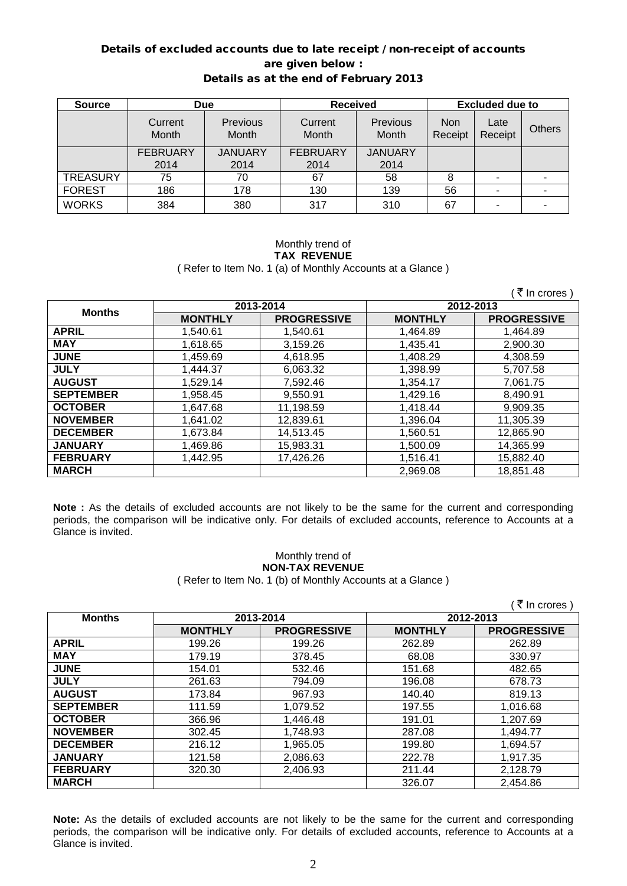## Details of excluded accounts due to late receipt / non-receipt of accounts are given below :

### Details as at the end of February 2013

| Source | Due | | Received | | Excluded due to | | |
|---|---|---|---|---|---|---|---|
| | Current Month | Previous Month | Current Month | Previous Month | Non Receipt | Late Receipt | Others |
| | FEBRUARY 2014 | JANUARY 2014 | FEBRUARY 2014 | JANUARY 2014 | | | |
| TREASURY | 75 | 70 | 67 | 58 | 8 | - | - |
| FOREST | 186 | 178 | 130 | 139 | 56 | - | - |
| WORKS | 384 | 380 | 317 | 310 | 67 | - | - |

Monthly trend of
**TAX REVENUE**
( Refer to Item No. 1 (a) of Monthly Accounts at a Glance )

( ₹ In crores )

| Months | 2013-2014 | | 2012-2013 | |
|---|---|---|---|---|
| | **MONTHLY** | **PROGRESSIVE** | **MONTHLY** | **PROGRESSIVE** |
| **APRIL** | 1,540.61 | 1,540.61 | 1,464.89 | 1,464.89 |
| **MAY** | 1,618.65 | 3,159.26 | 1,435.41 | 2,900.30 |
| **JUNE** | 1,459.69 | 4,618.95 | 1,408.29 | 4,308.59 |
| **JULY** | 1,444.37 | 6,063.32 | 1,398.99 | 5,707.58 |
| **AUGUST** | 1,529.14 | 7,592.46 | 1,354.17 | 7,061.75 |
| **SEPTEMBER** | 1,958.45 | 9,550.91 | 1,429.16 | 8,490.91 |
| **OCTOBER** | 1,647.68 | 11,198.59 | 1,418.44 | 9,909.35 |
| **NOVEMBER** | 1,641.02 | 12,839.61 | 1,396.04 | 11,305.39 |
| **DECEMBER** | 1,673.84 | 14,513.45 | 1,560.51 | 12,865.90 |
| **JANUARY** | 1,469.86 | 15,983.31 | 1,500.09 | 14,365.99 |
| **FEBRUARY** | 1,442.95 | 17,426.26 | 1,516.41 | 15,882.40 |
| **MARCH** | | | 2,969.08 | 18,851.48 |

**Note :** As the details of excluded accounts are not likely to be the same for the current and corresponding periods, the comparison will be indicative only. For details of excluded accounts, reference to Accounts at a Glance is invited.

Monthly trend of
**NON-TAX REVENUE**
( Refer to Item No. 1 (b) of Monthly Accounts at a Glance )

( ₹ In crores )

| Months | 2013-2014 | | 2012-2013 | |
|---|---|---|---|---|
| | **MONTHLY** | **PROGRESSIVE** | **MONTHLY** | **PROGRESSIVE** |
| **APRIL** | 199.26 | 199.26 | 262.89 | 262.89 |
| **MAY** | 179.19 | 378.45 | 68.08 | 330.97 |
| **JUNE** | 154.01 | 532.46 | 151.68 | 482.65 |
| **JULY** | 261.63 | 794.09 | 196.08 | 678.73 |
| **AUGUST** | 173.84 | 967.93 | 140.40 | 819.13 |
| **SEPTEMBER** | 111.59 | 1,079.52 | 197.55 | 1,016.68 |
| **OCTOBER** | 366.96 | 1,446.48 | 191.01 | 1,207.69 |
| **NOVEMBER** | 302.45 | 1,748.93 | 287.08 | 1,494.77 |
| **DECEMBER** | 216.12 | 1,965.05 | 199.80 | 1,694.57 |
| **JANUARY** | 121.58 | 2,086.63 | 222.78 | 1,917.35 |
| **FEBRUARY** | 320.30 | 2,406.93 | 211.44 | 2,128.79 |
| **MARCH** | | | 326.07 | 2,454.86 |

**Note:** As the details of excluded accounts are not likely to be the same for the current and corresponding periods, the comparison will be indicative only. For details of excluded accounts, reference to Accounts at a Glance is invited.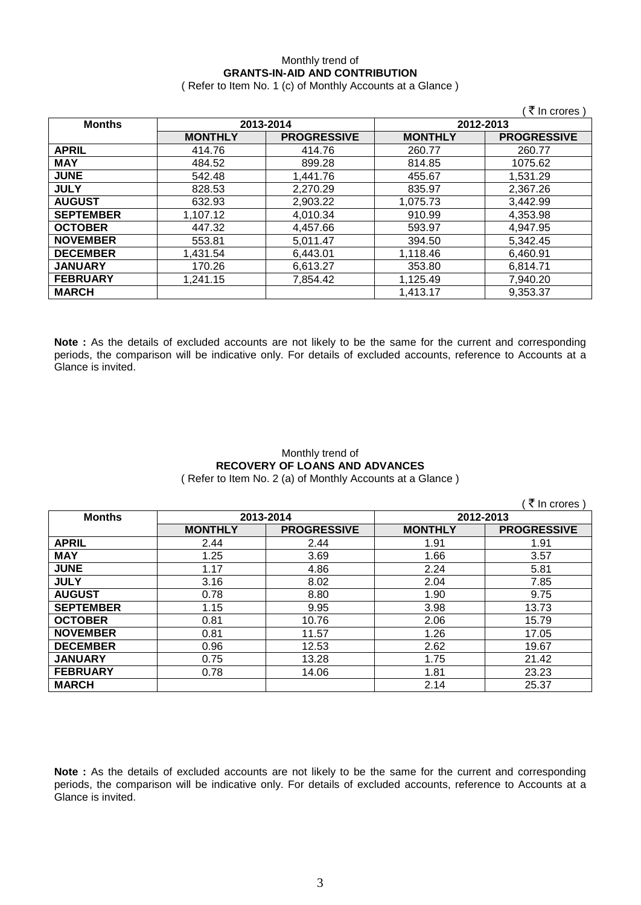Monthly trend of

**GRANTS-IN-AID AND CONTRIBUTION**

( Refer to Item No. 1 (c) of Monthly Accounts at a Glance )

( ₹ In crores )

| Months | 2013-2014 | | 2012-2013 | |
|---|---|---|---|---|
| | **MONTHLY** | **PROGRESSIVE** | **MONTHLY** | **PROGRESSIVE** |
| **APRIL** | 414.76 | 414.76 | 260.77 | 260.77 |
| **MAY** | 484.52 | 899.28 | 814.85 | 1075.62 |
| **JUNE** | 542.48 | 1,441.76 | 455.67 | 1,531.29 |
| **JULY** | 828.53 | 2,270.29 | 835.97 | 2,367.26 |
| **AUGUST** | 632.93 | 2,903.22 | 1,075.73 | 3,442.99 |
| **SEPTEMBER** | 1,107.12 | 4,010.34 | 910.99 | 4,353.98 |
| **OCTOBER** | 447.32 | 4,457.66 | 593.97 | 4,947.95 |
| **NOVEMBER** | 553.81 | 5,011.47 | 394.50 | 5,342.45 |
| **DECEMBER** | 1,431.54 | 6,443.01 | 1,118.46 | 6,460.91 |
| **JANUARY** | 170.26 | 6,613.27 | 353.80 | 6,814.71 |
| **FEBRUARY** | 1,241.15 | 7,854.42 | 1,125.49 | 7,940.20 |
| **MARCH** | | | 1,413.17 | 9,353.37 |

**Note :** As the details of excluded accounts are not likely to be the same for the current and corresponding periods, the comparison will be indicative only. For details of excluded accounts, reference to Accounts at a Glance is invited.

Monthly trend of

**RECOVERY OF LOANS AND ADVANCES**

( Refer to Item No. 2 (a) of Monthly Accounts at a Glance )

( ₹ In crores )

| Months | 2013-2014 | | 2012-2013 | |
|---|---|---|---|---|
| | **MONTHLY** | **PROGRESSIVE** | **MONTHLY** | **PROGRESSIVE** |
| **APRIL** | 2.44 | 2.44 | 1.91 | 1.91 |
| **MAY** | 1.25 | 3.69 | 1.66 | 3.57 |
| **JUNE** | 1.17 | 4.86 | 2.24 | 5.81 |
| **JULY** | 3.16 | 8.02 | 2.04 | 7.85 |
| **AUGUST** | 0.78 | 8.80 | 1.90 | 9.75 |
| **SEPTEMBER** | 1.15 | 9.95 | 3.98 | 13.73 |
| **OCTOBER** | 0.81 | 10.76 | 2.06 | 15.79 |
| **NOVEMBER** | 0.81 | 11.57 | 1.26 | 17.05 |
| **DECEMBER** | 0.96 | 12.53 | 2.62 | 19.67 |
| **JANUARY** | 0.75 | 13.28 | 1.75 | 21.42 |
| **FEBRUARY** | 0.78 | 14.06 | 1.81 | 23.23 |
| **MARCH** | | | 2.14 | 25.37 |

**Note :** As the details of excluded accounts are not likely to be the same for the current and corresponding periods, the comparison will be indicative only. For details of excluded accounts, reference to Accounts at a Glance is invited.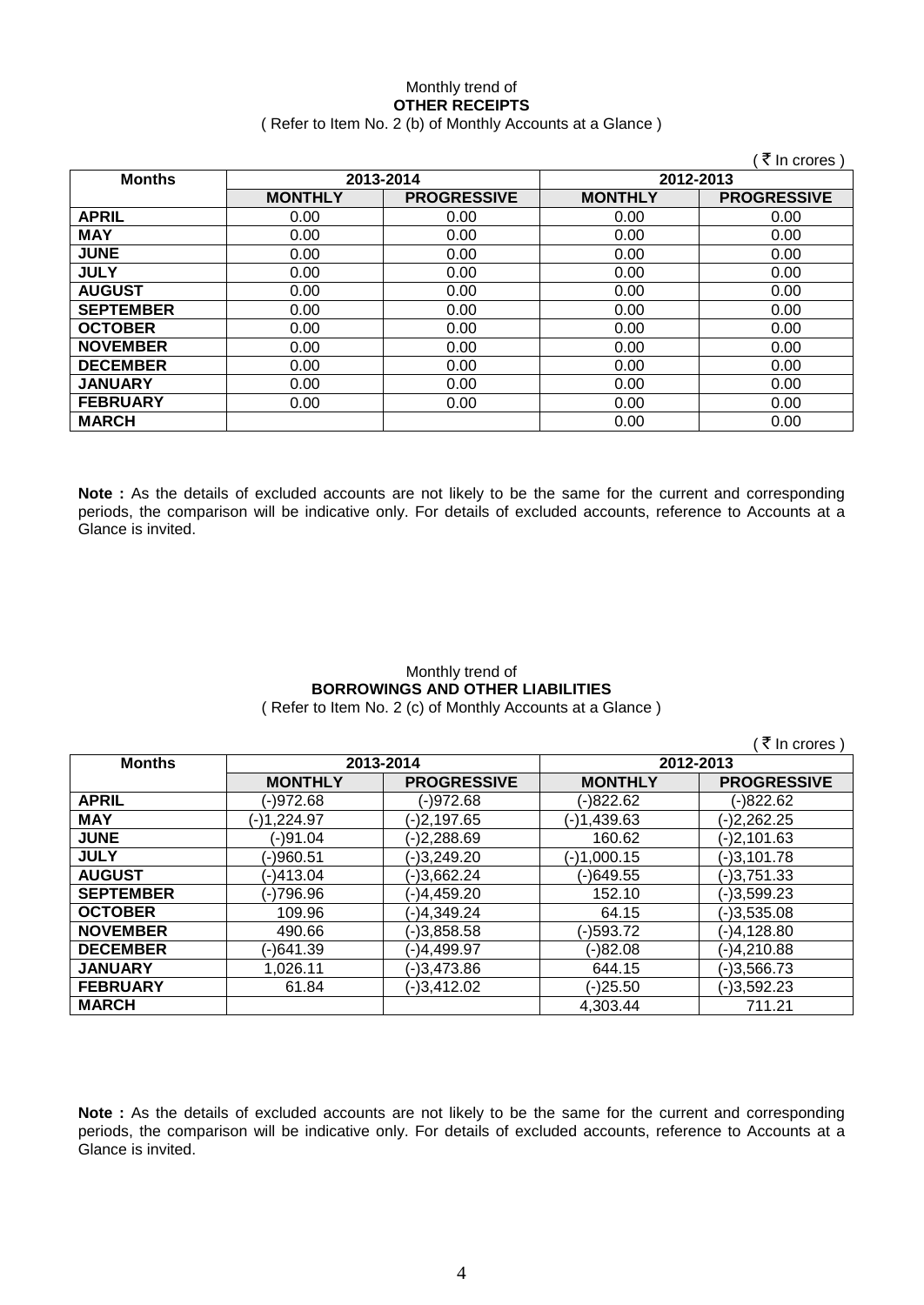Monthly trend of

**OTHER RECEIPTS**

( Refer to Item No. 2 (b) of Monthly Accounts at a Glance )

( ₹ In crores )

| Months | 2013-2014 | | 2012-2013 | |
|---|---|---|---|---|
| | MONTHLY | PROGRESSIVE | MONTHLY | PROGRESSIVE |
| APRIL | 0.00 | 0.00 | 0.00 | 0.00 |
| MAY | 0.00 | 0.00 | 0.00 | 0.00 |
| JUNE | 0.00 | 0.00 | 0.00 | 0.00 |
| JULY | 0.00 | 0.00 | 0.00 | 0.00 |
| AUGUST | 0.00 | 0.00 | 0.00 | 0.00 |
| SEPTEMBER | 0.00 | 0.00 | 0.00 | 0.00 |
| OCTOBER | 0.00 | 0.00 | 0.00 | 0.00 |
| NOVEMBER | 0.00 | 0.00 | 0.00 | 0.00 |
| DECEMBER | 0.00 | 0.00 | 0.00 | 0.00 |
| JANUARY | 0.00 | 0.00 | 0.00 | 0.00 |
| FEBRUARY | 0.00 | 0.00 | 0.00 | 0.00 |
| MARCH | | | 0.00 | 0.00 |

**Note :** As the details of excluded accounts are not likely to be the same for the current and corresponding periods, the comparison will be indicative only. For details of excluded accounts, reference to Accounts at a Glance is invited.

Monthly trend of

**BORROWINGS AND OTHER LIABILITIES**

( Refer to Item No. 2 (c) of Monthly Accounts at a Glance )

( ₹ In crores )

| Months | 2013-2014 | | 2012-2013 | |
|---|---|---|---|---|
| | MONTHLY | PROGRESSIVE | MONTHLY | PROGRESSIVE |
| APRIL | (-)972.68 | (-)972.68 | (-)822.62 | (-)822.62 |
| MAY | (-)1,224.97 | (-)2,197.65 | (-)1,439.63 | (-)2,262.25 |
| JUNE | (-)91.04 | (-)2,288.69 | 160.62 | (-)2,101.63 |
| JULY | (-)960.51 | (-)3,249.20 | (-)1,000.15 | (-)3,101.78 |
| AUGUST | (-)413.04 | (-)3,662.24 | (-)649.55 | (-)3,751.33 |
| SEPTEMBER | (-)796.96 | (-)4,459.20 | 152.10 | (-)3,599.23 |
| OCTOBER | 109.96 | (-)4,349.24 | 64.15 | (-)3,535.08 |
| NOVEMBER | 490.66 | (-)3,858.58 | (-)593.72 | (-)4,128.80 |
| DECEMBER | (-)641.39 | (-)4,499.97 | (-)82.08 | (-)4,210.88 |
| JANUARY | 1,026.11 | (-)3,473.86 | 644.15 | (-)3,566.73 |
| FEBRUARY | 61.84 | (-)3,412.02 | (-)25.50 | (-)3,592.23 |
| MARCH | | | 4,303.44 | 711.21 |

**Note :** As the details of excluded accounts are not likely to be the same for the current and corresponding periods, the comparison will be indicative only. For details of excluded accounts, reference to Accounts at a Glance is invited.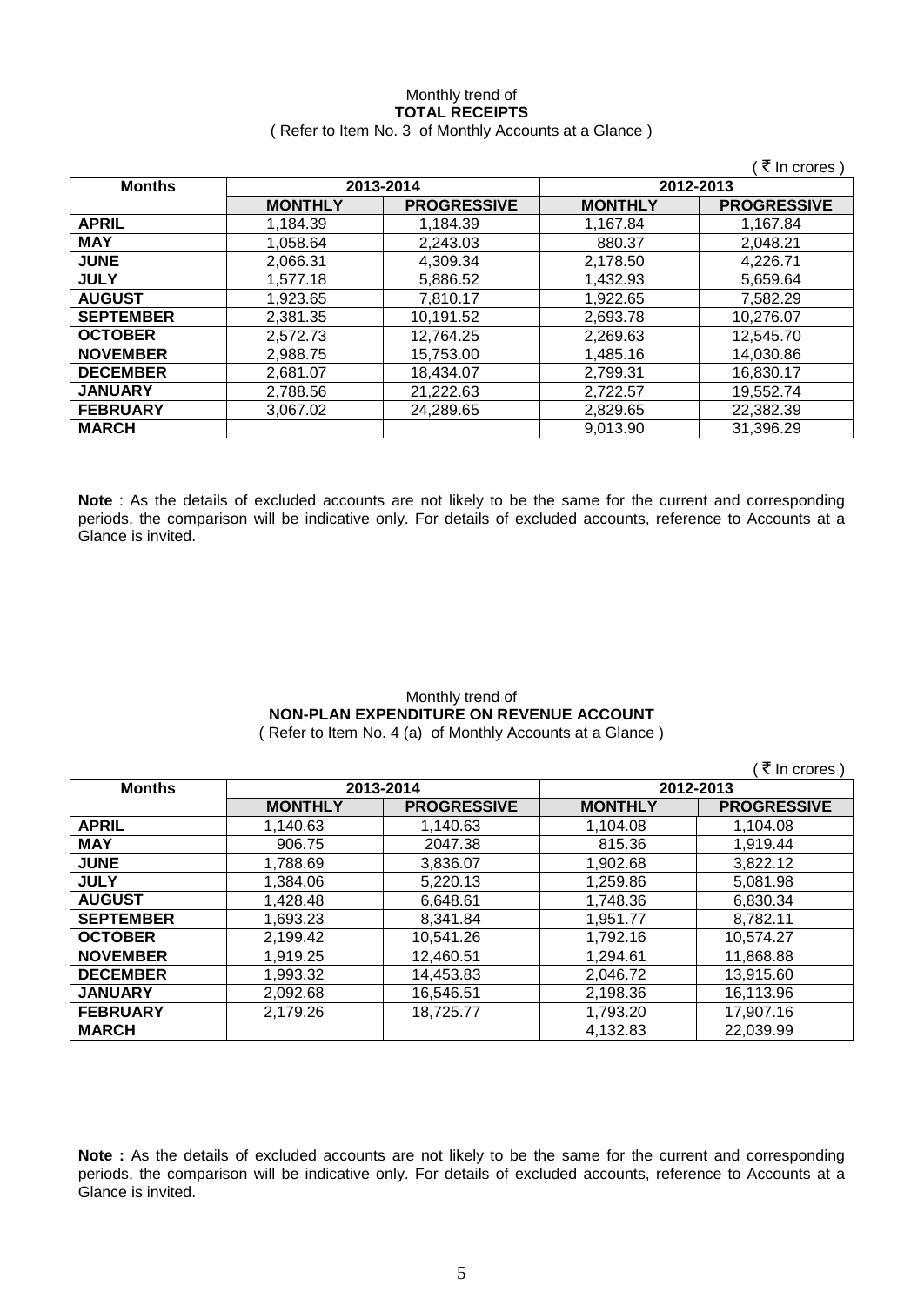Monthly trend of

**TOTAL RECEIPTS**

( Refer to Item No. 3 of Monthly Accounts at a Glance )

( ₹ In crores )

| Months | 2013-2014 | | 2012-2013 | |
|---|---|---|---|---|
| | **MONTHLY** | **PROGRESSIVE** | **MONTHLY** | **PROGRESSIVE** |
| **APRIL** | 1,184.39 | 1,184.39 | 1,167.84 | 1,167.84 |
| **MAY** | 1,058.64 | 2,243.03 | 880.37 | 2,048.21 |
| **JUNE** | 2,066.31 | 4,309.34 | 2,178.50 | 4,226.71 |
| **JULY** | 1,577.18 | 5,886.52 | 1,432.93 | 5,659.64 |
| **AUGUST** | 1,923.65 | 7,810.17 | 1,922.65 | 7,582.29 |
| **SEPTEMBER** | 2,381.35 | 10,191.52 | 2,693.78 | 10,276.07 |
| **OCTOBER** | 2,572.73 | 12,764.25 | 2,269.63 | 12,545.70 |
| **NOVEMBER** | 2,988.75 | 15,753.00 | 1,485.16 | 14,030.86 |
| **DECEMBER** | 2,681.07 | 18,434.07 | 2,799.31 | 16,830.17 |
| **JANUARY** | 2,788.56 | 21,222.63 | 2,722.57 | 19,552.74 |
| **FEBRUARY** | 3,067.02 | 24,289.65 | 2,829.65 | 22,382.39 |
| **MARCH** | | | 9,013.90 | 31,396.29 |

**Note** : As the details of excluded accounts are not likely to be the same for the current and corresponding periods, the comparison will be indicative only. For details of excluded accounts, reference to Accounts at a Glance is invited.

Monthly trend of

**NON-PLAN EXPENDITURE ON REVENUE ACCOUNT**

( Refer to Item No. 4 (a) of Monthly Accounts at a Glance )

( ₹ In crores )

| Months | 2013-2014 | | 2012-2013 | |
|---|---|---|---|---|
| | **MONTHLY** | **PROGRESSIVE** | **MONTHLY** | **PROGRESSIVE** |
| **APRIL** | 1,140.63 | 1,140.63 | 1,104.08 | 1,104.08 |
| **MAY** | 906.75 | 2047.38 | 815.36 | 1,919.44 |
| **JUNE** | 1,788.69 | 3,836.07 | 1,902.68 | 3,822.12 |
| **JULY** | 1,384.06 | 5,220.13 | 1,259.86 | 5,081.98 |
| **AUGUST** | 1,428.48 | 6,648.61 | 1,748.36 | 6,830.34 |
| **SEPTEMBER** | 1,693.23 | 8,341.84 | 1,951.77 | 8,782.11 |
| **OCTOBER** | 2,199.42 | 10,541.26 | 1,792.16 | 10,574.27 |
| **NOVEMBER** | 1,919.25 | 12,460.51 | 1,294.61 | 11,868.88 |
| **DECEMBER** | 1,993.32 | 14,453.83 | 2,046.72 | 13,915.60 |
| **JANUARY** | 2,092.68 | 16,546.51 | 2,198.36 | 16,113.96 |
| **FEBRUARY** | 2,179.26 | 18,725.77 | 1,793.20 | 17,907.16 |
| **MARCH** | | | 4,132.83 | 22,039.99 |

**Note :** As the details of excluded accounts are not likely to be the same for the current and corresponding periods, the comparison will be indicative only. For details of excluded accounts, reference to Accounts at a Glance is invited.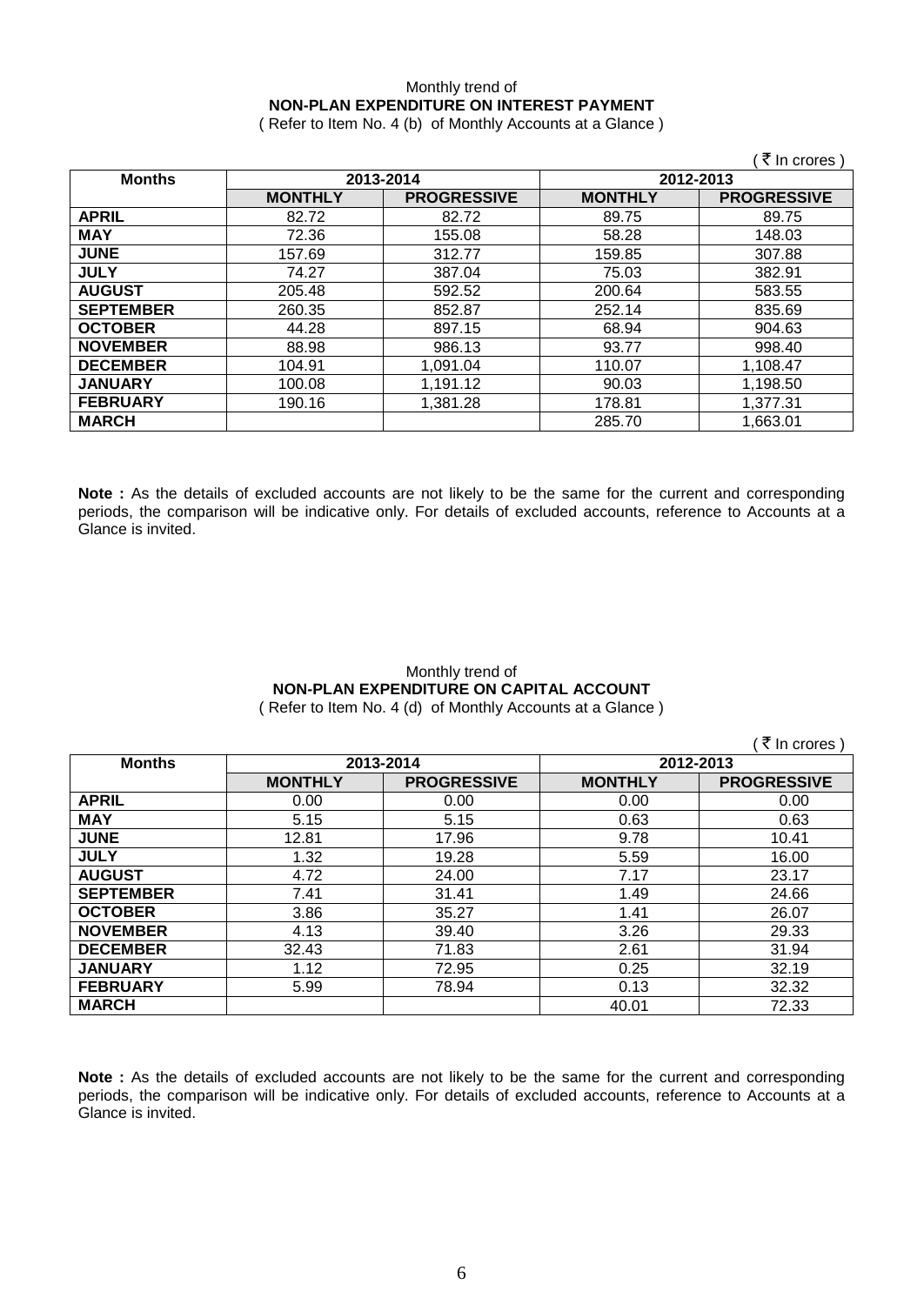Monthly trend of
**NON-PLAN EXPENDITURE ON INTEREST PAYMENT**
( Refer to Item No. 4 (b) of Monthly Accounts at a Glance )

( ₹ In crores )

| Months | 2013-2014 | | 2012-2013 | |
|---|---|---|---|---|
| | MONTHLY | PROGRESSIVE | MONTHLY | PROGRESSIVE |
| APRIL | 82.72 | 82.72 | 89.75 | 89.75 |
| MAY | 72.36 | 155.08 | 58.28 | 148.03 |
| JUNE | 157.69 | 312.77 | 159.85 | 307.88 |
| JULY | 74.27 | 387.04 | 75.03 | 382.91 |
| AUGUST | 205.48 | 592.52 | 200.64 | 583.55 |
| SEPTEMBER | 260.35 | 852.87 | 252.14 | 835.69 |
| OCTOBER | 44.28 | 897.15 | 68.94 | 904.63 |
| NOVEMBER | 88.98 | 986.13 | 93.77 | 998.40 |
| DECEMBER | 104.91 | 1,091.04 | 110.07 | 1,108.47 |
| JANUARY | 100.08 | 1,191.12 | 90.03 | 1,198.50 |
| FEBRUARY | 190.16 | 1,381.28 | 178.81 | 1,377.31 |
| MARCH | | | 285.70 | 1,663.01 |

**Note :** As the details of excluded accounts are not likely to be the same for the current and corresponding periods, the comparison will be indicative only. For details of excluded accounts, reference to Accounts at a Glance is invited.

Monthly trend of
**NON-PLAN EXPENDITURE ON CAPITAL ACCOUNT**
( Refer to Item No. 4 (d) of Monthly Accounts at a Glance )

( ₹ In crores )

| Months | 2013-2014 | | 2012-2013 | |
|---|---|---|---|---|
| | MONTHLY | PROGRESSIVE | MONTHLY | PROGRESSIVE |
| APRIL | 0.00 | 0.00 | 0.00 | 0.00 |
| MAY | 5.15 | 5.15 | 0.63 | 0.63 |
| JUNE | 12.81 | 17.96 | 9.78 | 10.41 |
| JULY | 1.32 | 19.28 | 5.59 | 16.00 |
| AUGUST | 4.72 | 24.00 | 7.17 | 23.17 |
| SEPTEMBER | 7.41 | 31.41 | 1.49 | 24.66 |
| OCTOBER | 3.86 | 35.27 | 1.41 | 26.07 |
| NOVEMBER | 4.13 | 39.40 | 3.26 | 29.33 |
| DECEMBER | 32.43 | 71.83 | 2.61 | 31.94 |
| JANUARY | 1.12 | 72.95 | 0.25 | 32.19 |
| FEBRUARY | 5.99 | 78.94 | 0.13 | 32.32 |
| MARCH | | | 40.01 | 72.33 |

**Note :** As the details of excluded accounts are not likely to be the same for the current and corresponding periods, the comparison will be indicative only. For details of excluded accounts, reference to Accounts at a Glance is invited.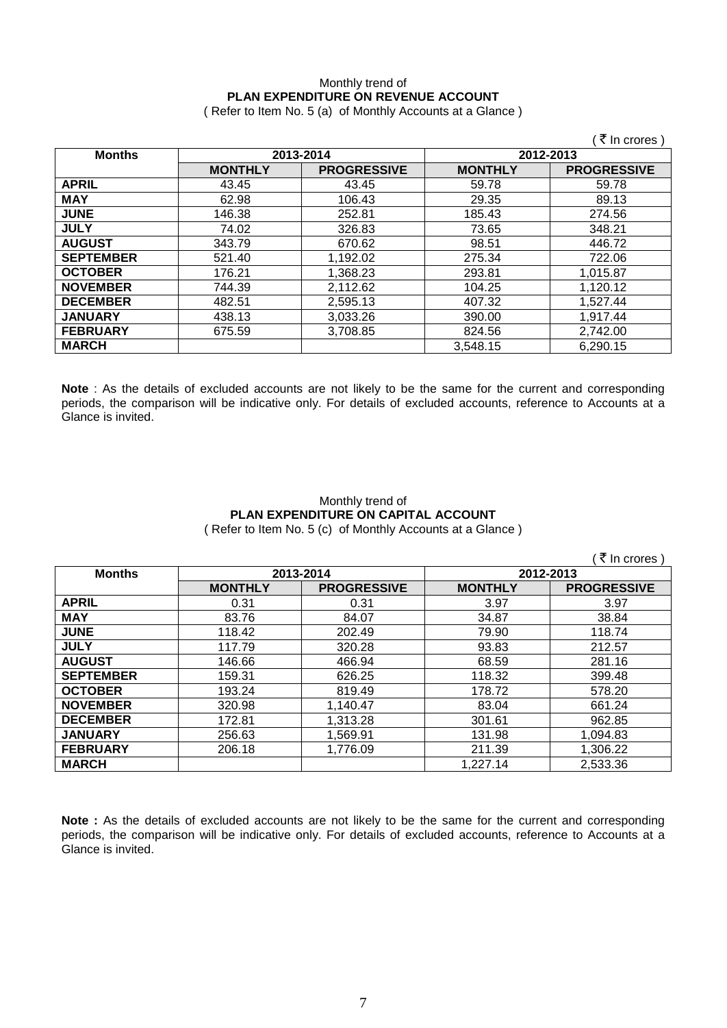Monthly trend of

**PLAN EXPENDITURE ON REVENUE ACCOUNT**

( Refer to Item No. 5 (a) of Monthly Accounts at a Glance )

( ₹ In crores )

| Months | 2013-2014 | | 2012-2013 | |
|---|---|---|---|---|
| | **MONTHLY** | **PROGRESSIVE** | **MONTHLY** | **PROGRESSIVE** |
| **APRIL** | 43.45 | 43.45 | 59.78 | 59.78 |
| **MAY** | 62.98 | 106.43 | 29.35 | 89.13 |
| **JUNE** | 146.38 | 252.81 | 185.43 | 274.56 |
| **JULY** | 74.02 | 326.83 | 73.65 | 348.21 |
| **AUGUST** | 343.79 | 670.62 | 98.51 | 446.72 |
| **SEPTEMBER** | 521.40 | 1,192.02 | 275.34 | 722.06 |
| **OCTOBER** | 176.21 | 1,368.23 | 293.81 | 1,015.87 |
| **NOVEMBER** | 744.39 | 2,112.62 | 104.25 | 1,120.12 |
| **DECEMBER** | 482.51 | 2,595.13 | 407.32 | 1,527.44 |
| **JANUARY** | 438.13 | 3,033.26 | 390.00 | 1,917.44 |
| **FEBRUARY** | 675.59 | 3,708.85 | 824.56 | 2,742.00 |
| **MARCH** | | | 3,548.15 | 6,290.15 |

**Note** : As the details of excluded accounts are not likely to be the same for the current and corresponding periods, the comparison will be indicative only. For details of excluded accounts, reference to Accounts at a Glance is invited.

Monthly trend of

**PLAN EXPENDITURE ON CAPITAL ACCOUNT**

( Refer to Item No. 5 (c) of Monthly Accounts at a Glance )

( ₹ In crores )

| Months | 2013-2014 | | 2012-2013 | |
|---|---|---|---|---|
| | **MONTHLY** | **PROGRESSIVE** | **MONTHLY** | **PROGRESSIVE** |
| **APRIL** | 0.31 | 0.31 | 3.97 | 3.97 |
| **MAY** | 83.76 | 84.07 | 34.87 | 38.84 |
| **JUNE** | 118.42 | 202.49 | 79.90 | 118.74 |
| **JULY** | 117.79 | 320.28 | 93.83 | 212.57 |
| **AUGUST** | 146.66 | 466.94 | 68.59 | 281.16 |
| **SEPTEMBER** | 159.31 | 626.25 | 118.32 | 399.48 |
| **OCTOBER** | 193.24 | 819.49 | 178.72 | 578.20 |
| **NOVEMBER** | 320.98 | 1,140.47 | 83.04 | 661.24 |
| **DECEMBER** | 172.81 | 1,313.28 | 301.61 | 962.85 |
| **JANUARY** | 256.63 | 1,569.91 | 131.98 | 1,094.83 |
| **FEBRUARY** | 206.18 | 1,776.09 | 211.39 | 1,306.22 |
| **MARCH** | | | 1,227.14 | 2,533.36 |

**Note :** As the details of excluded accounts are not likely to be the same for the current and corresponding periods, the comparison will be indicative only. For details of excluded accounts, reference to Accounts at a Glance is invited.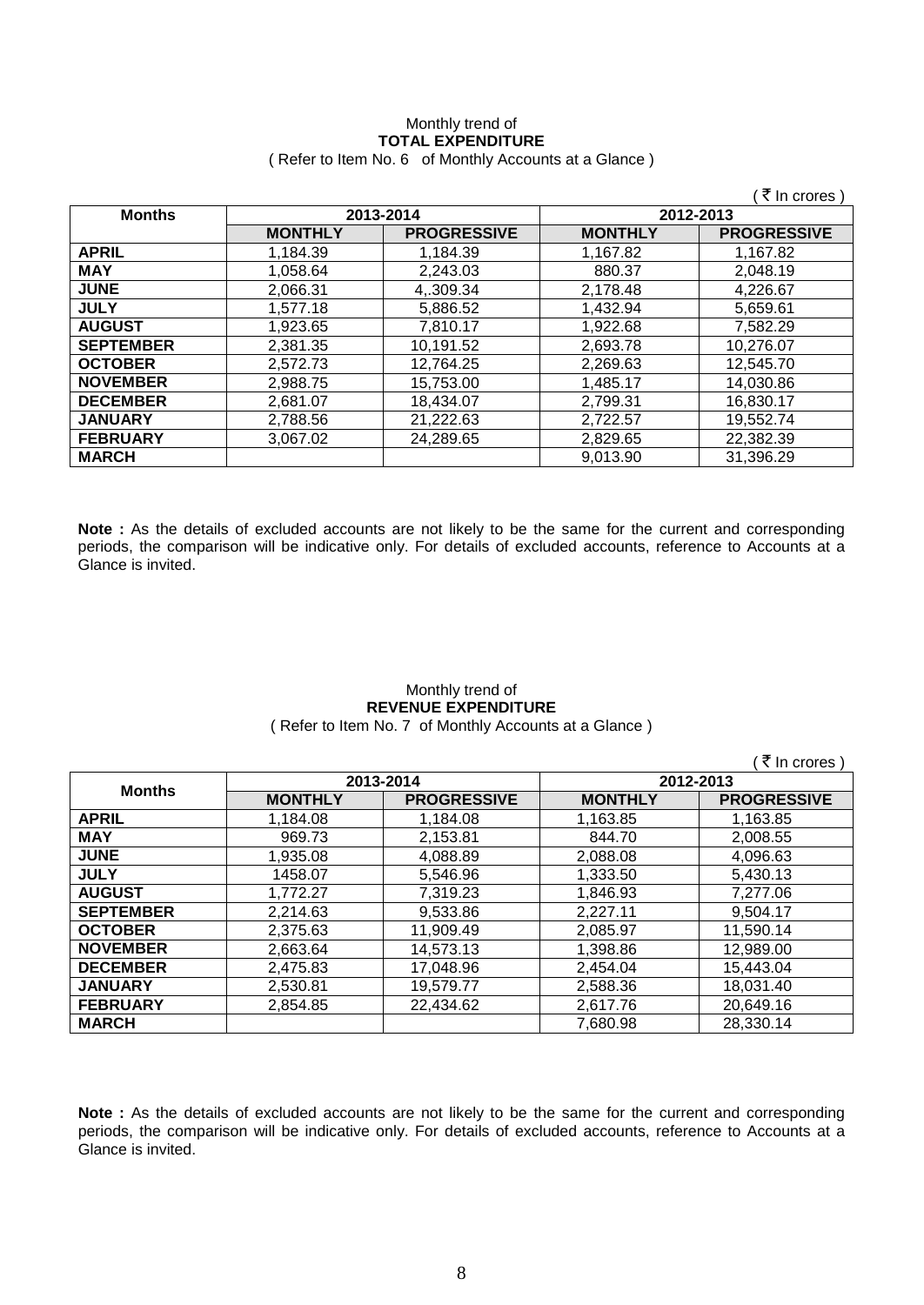Monthly trend of

**TOTAL EXPENDITURE**

( Refer to Item No. 6 of Monthly Accounts at a Glance )

( ₹ In crores )

| Months | 2013-2014 | | 2012-2013 | |
|---|---|---|---|---|
| | **MONTHLY** | **PROGRESSIVE** | **MONTHLY** | **PROGRESSIVE** |
| **APRIL** | 1,184.39 | 1,184.39 | 1,167.82 | 1,167.82 |
| **MAY** | 1,058.64 | 2,243.03 | 880.37 | 2,048.19 |
| **JUNE** | 2,066.31 | 4,.309.34 | 2,178.48 | 4,226.67 |
| **JULY** | 1,577.18 | 5,886.52 | 1,432.94 | 5,659.61 |
| **AUGUST** | 1,923.65 | 7,810.17 | 1,922.68 | 7,582.29 |
| **SEPTEMBER** | 2,381.35 | 10,191.52 | 2,693.78 | 10,276.07 |
| **OCTOBER** | 2,572.73 | 12,764.25 | 2,269.63 | 12,545.70 |
| **NOVEMBER** | 2,988.75 | 15,753.00 | 1,485.17 | 14,030.86 |
| **DECEMBER** | 2,681.07 | 18,434.07 | 2,799.31 | 16,830.17 |
| **JANUARY** | 2,788.56 | 21,222.63 | 2,722.57 | 19,552.74 |
| **FEBRUARY** | 3,067.02 | 24,289.65 | 2,829.65 | 22,382.39 |
| **MARCH** | | | 9,013.90 | 31,396.29 |

**Note :** As the details of excluded accounts are not likely to be the same for the current and corresponding periods, the comparison will be indicative only. For details of excluded accounts, reference to Accounts at a Glance is invited.

Monthly trend of

**REVENUE EXPENDITURE**

( Refer to Item No. 7 of Monthly Accounts at a Glance )

( ₹ In crores )

| Months | 2013-2014 | | 2012-2013 | |
|---|---|---|---|---|
| | **MONTHLY** | **PROGRESSIVE** | **MONTHLY** | **PROGRESSIVE** |
| **APRIL** | 1,184.08 | 1,184.08 | 1,163.85 | 1,163.85 |
| **MAY** | 969.73 | 2,153.81 | 844.70 | 2,008.55 |
| **JUNE** | 1,935.08 | 4,088.89 | 2,088.08 | 4,096.63 |
| **JULY** | 1458.07 | 5,546.96 | 1,333.50 | 5,430.13 |
| **AUGUST** | 1,772.27 | 7,319.23 | 1,846.93 | 7,277.06 |
| **SEPTEMBER** | 2,214.63 | 9,533.86 | 2,227.11 | 9,504.17 |
| **OCTOBER** | 2,375.63 | 11,909.49 | 2,085.97 | 11,590.14 |
| **NOVEMBER** | 2,663.64 | 14,573.13 | 1,398.86 | 12,989.00 |
| **DECEMBER** | 2,475.83 | 17,048.96 | 2,454.04 | 15,443.04 |
| **JANUARY** | 2,530.81 | 19,579.77 | 2,588.36 | 18,031.40 |
| **FEBRUARY** | 2,854.85 | 22,434.62 | 2,617.76 | 20,649.16 |
| **MARCH** | | | 7,680.98 | 28,330.14 |

**Note :** As the details of excluded accounts are not likely to be the same for the current and corresponding periods, the comparison will be indicative only. For details of excluded accounts, reference to Accounts at a Glance is invited.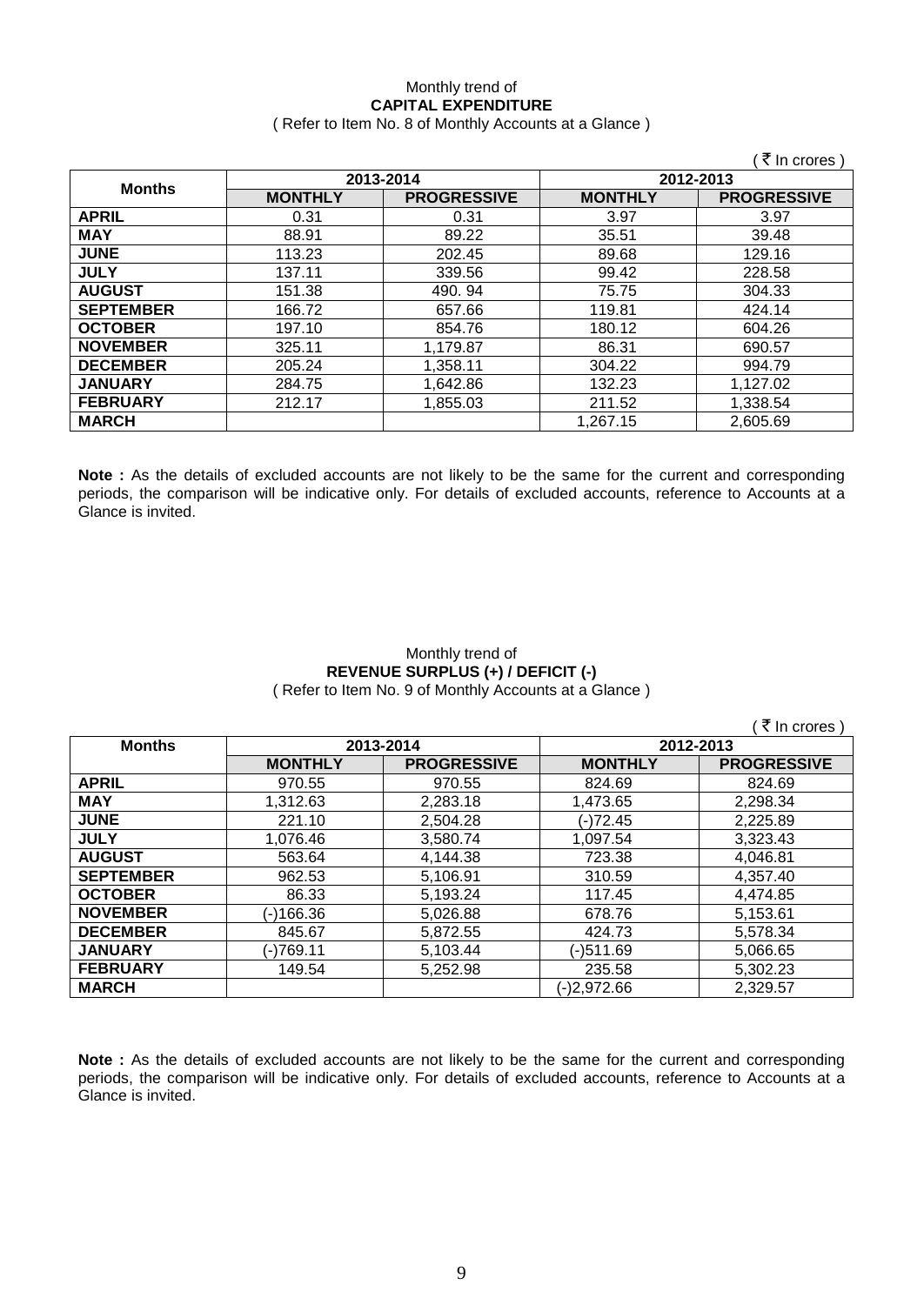Monthly trend of
**CAPITAL EXPENDITURE**
( Refer to Item No. 8 of Monthly Accounts at a Glance )

( ₹ In crores )

| Months | 2013-2014 | | 2012-2013 | |
|---|---|---|---|---|
| | **MONTHLY** | **PROGRESSIVE** | **MONTHLY** | **PROGRESSIVE** |
| **APRIL** | 0.31 | 0.31 | 3.97 | 3.97 |
| **MAY** | 88.91 | 89.22 | 35.51 | 39.48 |
| **JUNE** | 113.23 | 202.45 | 89.68 | 129.16 |
| **JULY** | 137.11 | 339.56 | 99.42 | 228.58 |
| **AUGUST** | 151.38 | 490. 94 | 75.75 | 304.33 |
| **SEPTEMBER** | 166.72 | 657.66 | 119.81 | 424.14 |
| **OCTOBER** | 197.10 | 854.76 | 180.12 | 604.26 |
| **NOVEMBER** | 325.11 | 1,179.87 | 86.31 | 690.57 |
| **DECEMBER** | 205.24 | 1,358.11 | 304.22 | 994.79 |
| **JANUARY** | 284.75 | 1,642.86 | 132.23 | 1,127.02 |
| **FEBRUARY** | 212.17 | 1,855.03 | 211.52 | 1,338.54 |
| **MARCH** | | | 1,267.15 | 2,605.69 |

**Note :** As the details of excluded accounts are not likely to be the same for the current and corresponding periods, the comparison will be indicative only. For details of excluded accounts, reference to Accounts at a Glance is invited.

Monthly trend of
**REVENUE SURPLUS (+) / DEFICIT (-)**
( Refer to Item No. 9 of Monthly Accounts at a Glance )

( ₹ In crores )

| Months | 2013-2014 | | 2012-2013 | |
|---|---|---|---|---|
| | **MONTHLY** | **PROGRESSIVE** | **MONTHLY** | **PROGRESSIVE** |
| **APRIL** | 970.55 | 970.55 | 824.69 | 824.69 |
| **MAY** | 1,312.63 | 2,283.18 | 1,473.65 | 2,298.34 |
| **JUNE** | 221.10 | 2,504.28 | (-)72.45 | 2,225.89 |
| **JULY** | 1,076.46 | 3,580.74 | 1,097.54 | 3,323.43 |
| **AUGUST** | 563.64 | 4,144.38 | 723.38 | 4,046.81 |
| **SEPTEMBER** | 962.53 | 5,106.91 | 310.59 | 4,357.40 |
| **OCTOBER** | 86.33 | 5,193.24 | 117.45 | 4,474.85 |
| **NOVEMBER** | (-)166.36 | 5,026.88 | 678.76 | 5,153.61 |
| **DECEMBER** | 845.67 | 5,872.55 | 424.73 | 5,578.34 |
| **JANUARY** | (-)769.11 | 5,103.44 | (-)511.69 | 5,066.65 |
| **FEBRUARY** | 149.54 | 5,252.98 | 235.58 | 5,302.23 |
| **MARCH** | | | (-)2,972.66 | 2,329.57 |

**Note :** As the details of excluded accounts are not likely to be the same for the current and corresponding periods, the comparison will be indicative only. For details of excluded accounts, reference to Accounts at a Glance is invited.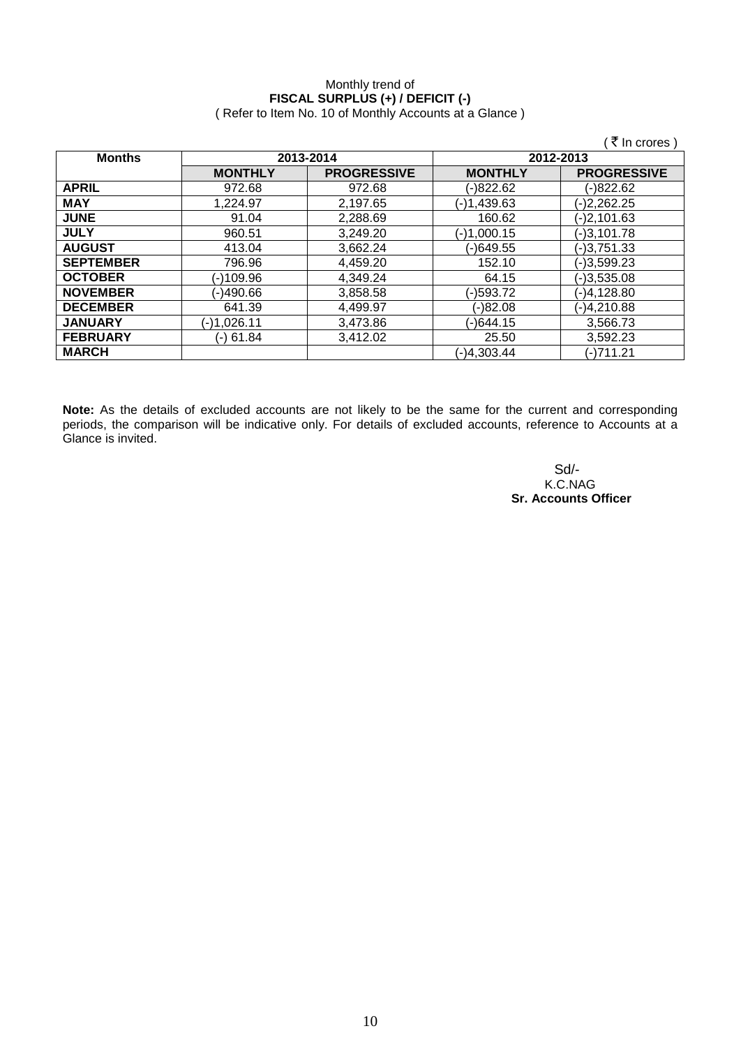Monthly trend of

**FISCAL SURPLUS (+) / DEFICIT (-)**

( Refer to Item No. 10 of Monthly Accounts at a Glance )

( ₹ In crores )

| Months | 2013-2014 | | 2012-2013 | |
|---|---|---|---|---|
| | **MONTHLY** | **PROGRESSIVE** | **MONTHLY** | **PROGRESSIVE** |
| **APRIL** | 972.68 | 972.68 | (-)822.62 | (-)822.62 |
| **MAY** | 1,224.97 | 2,197.65 | (-)1,439.63 | (-)2,262.25 |
| **JUNE** | 91.04 | 2,288.69 | 160.62 | (-)2,101.63 |
| **JULY** | 960.51 | 3,249.20 | (-)1,000.15 | (-)3,101.78 |
| **AUGUST** | 413.04 | 3,662.24 | (-)649.55 | (-)3,751.33 |
| **SEPTEMBER** | 796.96 | 4,459.20 | 152.10 | (-)3,599.23 |
| **OCTOBER** | (-)109.96 | 4,349.24 | 64.15 | (-)3,535.08 |
| **NOVEMBER** | (-)490.66 | 3,858.58 | (-)593.72 | (-)4,128.80 |
| **DECEMBER** | 641.39 | 4,499.97 | (-)82.08 | (-)4,210.88 |
| **JANUARY** | (-)1,026.11 | 3,473.86 | (-)644.15 | 3,566.73 |
| **FEBRUARY** | (-) 61.84 | 3,412.02 | 25.50 | 3,592.23 |
| **MARCH** | | | (-)4,303.44 | (-)711.21 |

**Note:** As the details of excluded accounts are not likely to be the same for the current and corresponding periods, the comparison will be indicative only. For details of excluded accounts, reference to Accounts at a Glance is invited.

Sd/-

K.C.NAG

**Sr. Accounts Officer**